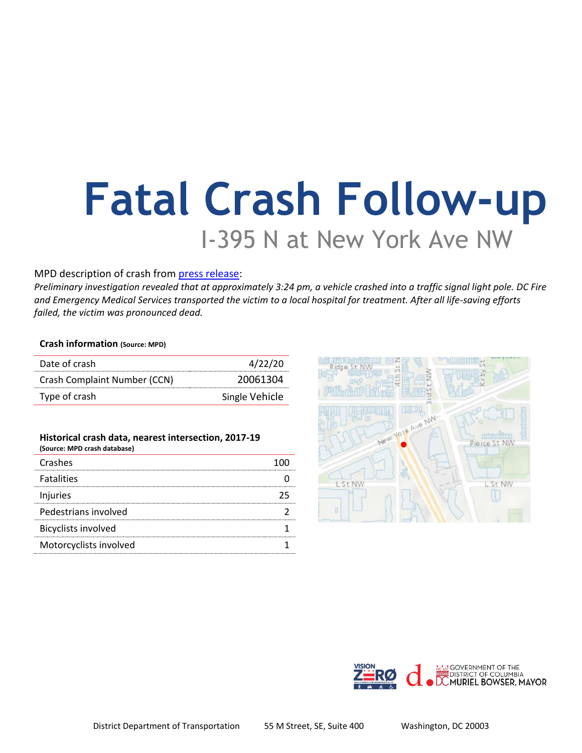# Fatal Crash Follow-up

## I-395 N at New York Ave NW

MPD description of crash from press release:

*Preliminary investigation revealed that at approximately 3:24 pm, a vehicle crashed into a traffic signal light pole. DC Fire and Emergency Medical Services transported the victim to a local hospital for treatment. After all life-saving efforts failed, the victim was pronounced dead.*

**Crash information** **(Source: MPD)**

| | |
|---|---|
| Date of crash | 4/22/20 |
| Crash Complaint Number (CCN) | 20061304 |
| Type of crash | Single Vehicle |

**Historical crash data, nearest intersection, 2017-19**
**(Source: MPD crash database)**

| | |
|---|---|
| Crashes | 100 |
| Fatalities | 0 |
| Injuries | 25 |
| Pedestrians involved | 2 |
| Bicyclists involved | 1 |
| Motorcyclists involved | 1 |

District Department of Transportation 55 M Street, SE, Suite 400 Washington, DC 20003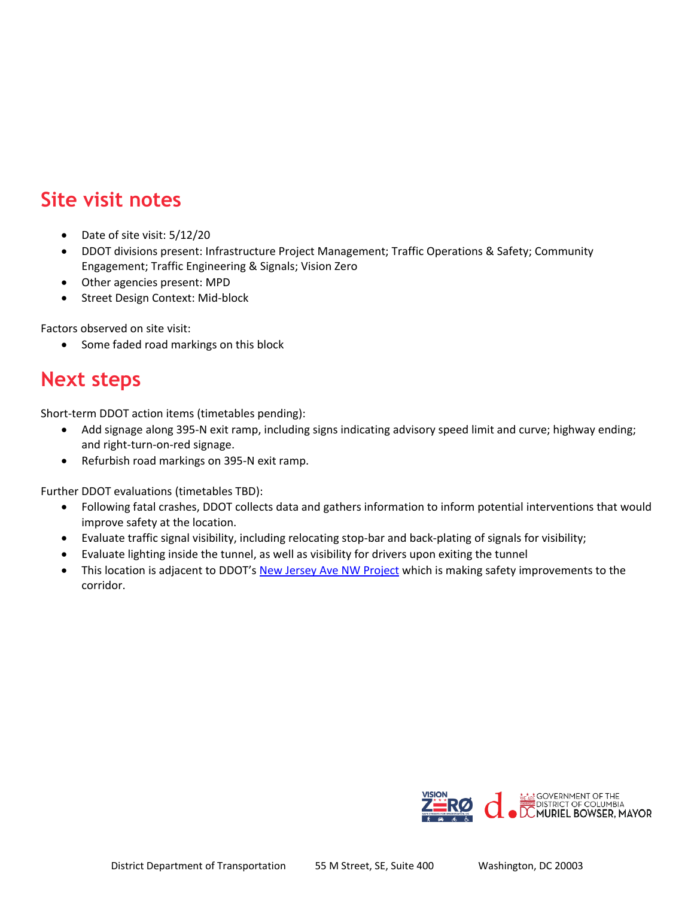## Site visit notes

- Date of site visit: 5/12/20
- DDOT divisions present: Infrastructure Project Management; Traffic Operations & Safety; Community Engagement; Traffic Engineering & Signals; Vision Zero
- Other agencies present: MPD
- Street Design Context: Mid-block

Factors observed on site visit:

- Some faded road markings on this block

## Next steps

Short-term DDOT action items (timetables pending):

- Add signage along 395-N exit ramp, including signs indicating advisory speed limit and curve; highway ending; and right-turn-on-red signage.
- Refurbish road markings on 395-N exit ramp.

Further DDOT evaluations (timetables TBD):

- Following fatal crashes, DDOT collects data and gathers information to inform potential interventions that would improve safety at the location.
- Evaluate traffic signal visibility, including relocating stop-bar and back-plating of signals for visibility;
- Evaluate lighting inside the tunnel, as well as visibility for drivers upon exiting the tunnel
- This location is adjacent to DDOT's New Jersey Ave NW Project which is making safety improvements to the corridor.